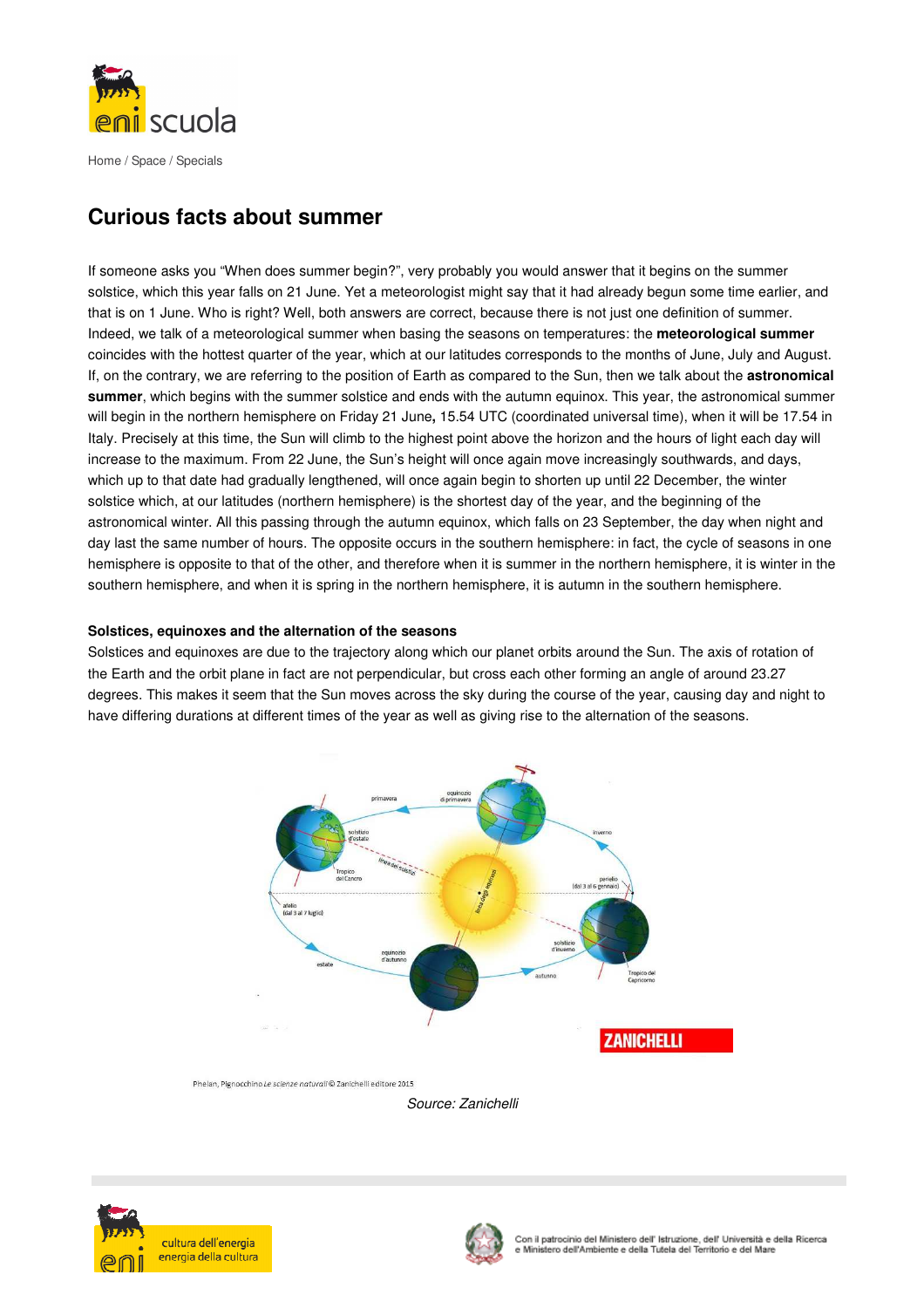Home / Space / Specials

# Curious facts about summer

If someone asks you "When does summer begin?", very probably you would answer that it begins on the summer solstice, which this year falls on 21 June. Yet a meteorologist might say that it had already begun some time earlier, and that is on 1 June. Who is right? Well, both answers are correct, because there is not just one definition of summer. Indeed, we talk of a meteorological summer when basing the seasons on temperatures: the **meteorological summer** coincides with the hottest quarter of the year, which at our latitudes corresponds to the months of June, July and August. If, on the contrary, we are referring to the position of Earth as compared to the Sun, then we talk about the **astronomical summer**, which begins with the summer solstice and ends with the autumn equinox. This year, the astronomical summer will begin in the northern hemisphere on Friday 21 June**,** 15.54 UTC (coordinated universal time), when it will be 17.54 in Italy. Precisely at this time, the Sun will climb to the highest point above the horizon and the hours of light each day will increase to the maximum. From 22 June, the Sun's height will once again move increasingly southwards, and days, which up to that date had gradually lengthened, will once again begin to shorten up until 22 December, the winter solstice which, at our latitudes (northern hemisphere) is the shortest day of the year, and the beginning of the astronomical winter. All this passing through the autumn equinox, which falls on 23 September, the day when night and day last the same number of hours. The opposite occurs in the southern hemisphere: in fact, the cycle of seasons in one hemisphere is opposite to that of the other, and therefore when it is summer in the northern hemisphere, it is winter in the southern hemisphere, and when it is spring in the northern hemisphere, it is autumn in the southern hemisphere.

### Solstices, equinoxes and the alternation of the seasons

Solstices and equinoxes are due to the trajectory along which our planet orbits around the Sun. The axis of rotation of the Earth and the orbit plane in fact are not perpendicular, but cross each other forming an angle of around 23.27 degrees. This makes it seem that the Sun moves across the sky during the course of the year, causing day and night to have differing durations at different times of the year as well as giving rise to the alternation of the seasons.

Phelan, Pignocchino *Le scienze naturali* © Zanichelli editore 2015

*Source: Zanichelli*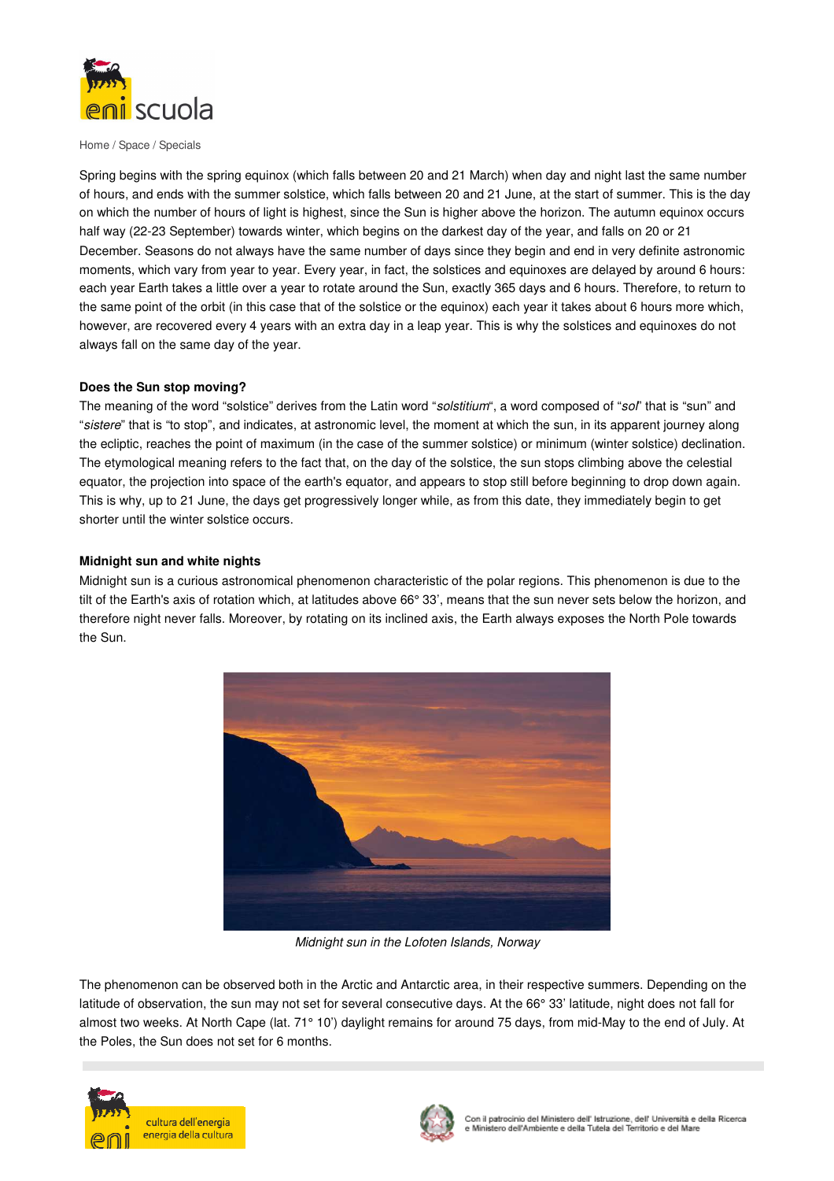Home / Space / Specials

Spring begins with the spring equinox (which falls between 20 and 21 March) when day and night last the same number of hours, and ends with the summer solstice, which falls between 20 and 21 June, at the start of summer. This is the day on which the number of hours of light is highest, since the Sun is higher above the horizon. The autumn equinox occurs half way (22-23 September) towards winter, which begins on the darkest day of the year, and falls on 20 or 21 December. Seasons do not always have the same number of days since they begin and end in very definite astronomic moments, which vary from year to year. Every year, in fact, the solstices and equinoxes are delayed by around 6 hours: each year Earth takes a little over a year to rotate around the Sun, exactly 365 days and 6 hours. Therefore, to return to the same point of the orbit (in this case that of the solstice or the equinox) each year it takes about 6 hours more which, however, are recovered every 4 years with an extra day in a leap year. This is why the solstices and equinoxes do not always fall on the same day of the year.

**Does the Sun stop moving?**

The meaning of the word "solstice" derives from the Latin word "*solstitium*", a word composed of "*sol*" that is "sun" and "*sistere*" that is "to stop", and indicates, at astronomic level, the moment at which the sun, in its apparent journey along the ecliptic, reaches the point of maximum (in the case of the summer solstice) or minimum (winter solstice) declination. The etymological meaning refers to the fact that, on the day of the solstice, the sun stops climbing above the celestial equator, the projection into space of the earth's equator, and appears to stop still before beginning to drop down again. This is why, up to 21 June, the days get progressively longer while, as from this date, they immediately begin to get shorter until the winter solstice occurs.

**Midnight sun and white nights**

Midnight sun is a curious astronomical phenomenon characteristic of the polar regions. This phenomenon is due to the tilt of the Earth's axis of rotation which, at latitudes above 66° 33', means that the sun never sets below the horizon, and therefore night never falls. Moreover, by rotating on its inclined axis, the Earth always exposes the North Pole towards the Sun.

*Midnight sun in the Lofoten Islands, Norway*

The phenomenon can be observed both in the Arctic and Antarctic area, in their respective summers. Depending on the latitude of observation, the sun may not set for several consecutive days. At the 66° 33' latitude, night does not fall for almost two weeks. At North Cape (lat. 71° 10') daylight remains for around 75 days, from mid-May to the end of July. At the Poles, the Sun does not set for 6 months.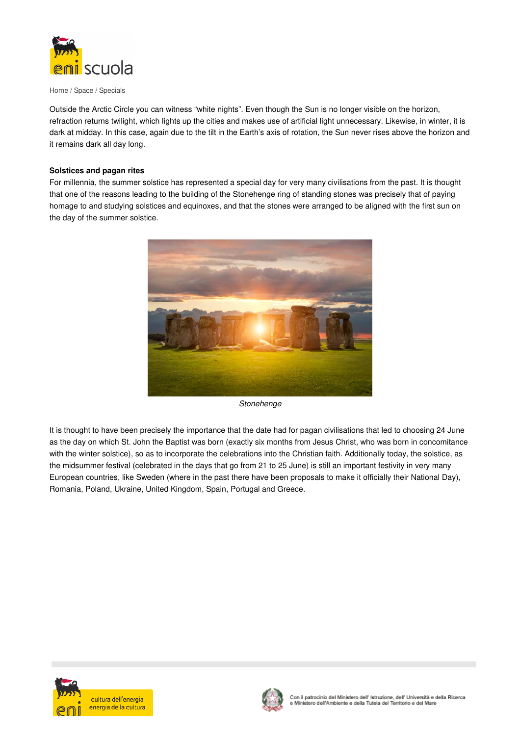Home / Space / Specials

Outside the Arctic Circle you can witness “white nights”. Even though the Sun is no longer visible on the horizon, refraction returns twilight, which lights up the cities and makes use of artificial light unnecessary. Likewise, in winter, it is dark at midday. In this case, again due to the tilt in the Earth’s axis of rotation, the Sun never rises above the horizon and it remains dark all day long.

**Solstices and pagan rites**

For millennia, the summer solstice has represented a special day for very many civilisations from the past. It is thought that one of the reasons leading to the building of the Stonehenge ring of standing stones was precisely that of paying homage to and studying solstices and equinoxes, and that the stones were arranged to be aligned with the first sun on the day of the summer solstice.

*Stonehenge*

It is thought to have been precisely the importance that the date had for pagan civilisations that led to choosing 24 June as the day on which St. John the Baptist was born (exactly six months from Jesus Christ, who was born in concomitance with the winter solstice), so as to incorporate the celebrations into the Christian faith. Additionally today, the solstice, as the midsummer festival (celebrated in the days that go from 21 to 25 June) is still an important festivity in very many European countries, like Sweden (where in the past there have been proposals to make it officially their National Day), Romania, Poland, Ukraine, United Kingdom, Spain, Portugal and Greece.